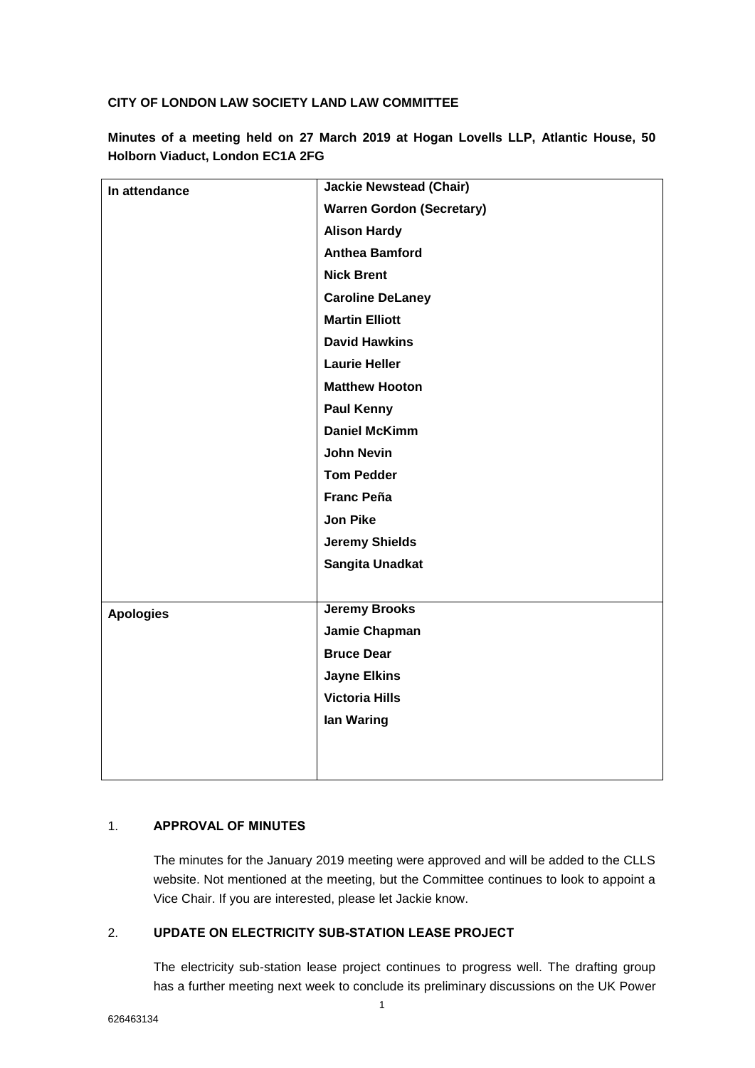**CITY OF LONDON LAW SOCIETY LAND LAW COMMITTEE**

**Minutes of a meeting held on 27 March 2019 at Hogan Lovells LLP, Atlantic House, 50 Holborn Viaduct, London EC1A 2FG**

| | |
|---|---|
| **In attendance** | **Jackie Newstead (Chair)** |
| | **Warren Gordon (Secretary)** |
| | **Alison Hardy** |
| | **Anthea Bamford** |
| | **Nick Brent** |
| | **Caroline DeLaney** |
| | **Martin Elliott** |
| | **David Hawkins** |
| | **Laurie Heller** |
| | **Matthew Hooton** |
| | **Paul Kenny** |
| | **Daniel McKimm** |
| | **John Nevin** |
| | **Tom Pedder** |
| | **Franc Peña** |
| | **Jon Pike** |
| | **Jeremy Shields** |
| | **Sangita Unadkat** |
| **Apologies** | **Jeremy Brooks** |
| | **Jamie Chapman** |
| | **Bruce Dear** |
| | **Jayne Elkins** |
| | **Victoria Hills** |
| | **Ian Waring** |

## 1. APPROVAL OF MINUTES

The minutes for the January 2019 meeting were approved and will be added to the CLLS website. Not mentioned at the meeting, but the Committee continues to look to appoint a Vice Chair. If you are interested, please let Jackie know.

## 2. UPDATE ON ELECTRICITY SUB-STATION LEASE PROJECT

The electricity sub-station lease project continues to progress well. The drafting group has a further meeting next week to conclude its preliminary discussions on the UK Power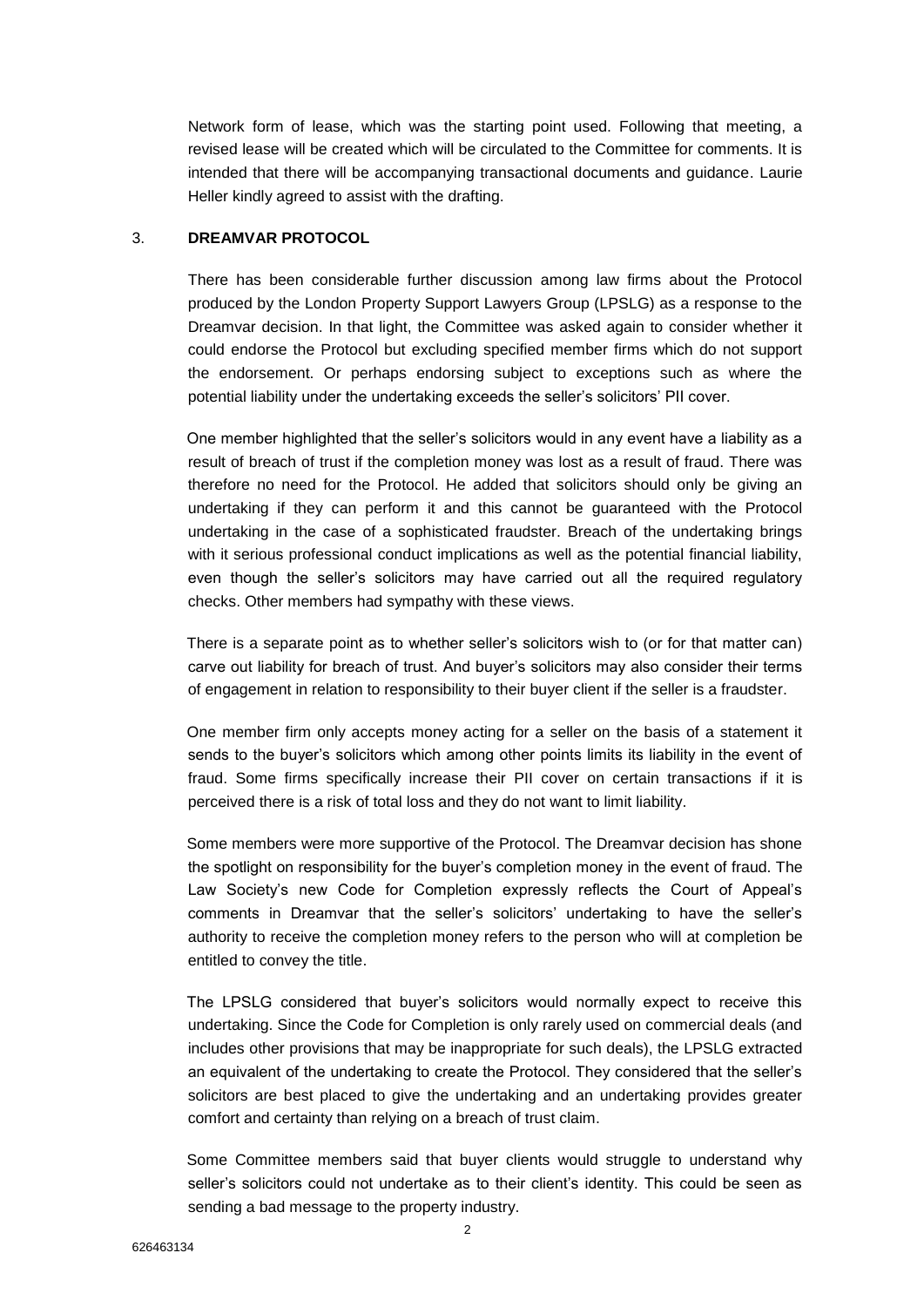Network form of lease, which was the starting point used. Following that meeting, a revised lease will be created which will be circulated to the Committee for comments. It is intended that there will be accompanying transactional documents and guidance. Laurie Heller kindly agreed to assist with the drafting.

## 3. DREAMVAR PROTOCOL

There has been considerable further discussion among law firms about the Protocol produced by the London Property Support Lawyers Group (LPSLG) as a response to the Dreamvar decision. In that light, the Committee was asked again to consider whether it could endorse the Protocol but excluding specified member firms which do not support the endorsement. Or perhaps endorsing subject to exceptions such as where the potential liability under the undertaking exceeds the seller's solicitors' PII cover.

One member highlighted that the seller's solicitors would in any event have a liability as a result of breach of trust if the completion money was lost as a result of fraud. There was therefore no need for the Protocol. He added that solicitors should only be giving an undertaking if they can perform it and this cannot be guaranteed with the Protocol undertaking in the case of a sophisticated fraudster. Breach of the undertaking brings with it serious professional conduct implications as well as the potential financial liability, even though the seller's solicitors may have carried out all the required regulatory checks. Other members had sympathy with these views.

There is a separate point as to whether seller's solicitors wish to (or for that matter can) carve out liability for breach of trust. And buyer's solicitors may also consider their terms of engagement in relation to responsibility to their buyer client if the seller is a fraudster.

One member firm only accepts money acting for a seller on the basis of a statement it sends to the buyer's solicitors which among other points limits its liability in the event of fraud. Some firms specifically increase their PII cover on certain transactions if it is perceived there is a risk of total loss and they do not want to limit liability.

Some members were more supportive of the Protocol. The Dreamvar decision has shone the spotlight on responsibility for the buyer's completion money in the event of fraud. The Law Society's new Code for Completion expressly reflects the Court of Appeal's comments in Dreamvar that the seller's solicitors' undertaking to have the seller's authority to receive the completion money refers to the person who will at completion be entitled to convey the title.

The LPSLG considered that buyer's solicitors would normally expect to receive this undertaking. Since the Code for Completion is only rarely used on commercial deals (and includes other provisions that may be inappropriate for such deals), the LPSLG extracted an equivalent of the undertaking to create the Protocol. They considered that the seller's solicitors are best placed to give the undertaking and an undertaking provides greater comfort and certainty than relying on a breach of trust claim.

Some Committee members said that buyer clients would struggle to understand why seller's solicitors could not undertake as to their client's identity. This could be seen as sending a bad message to the property industry.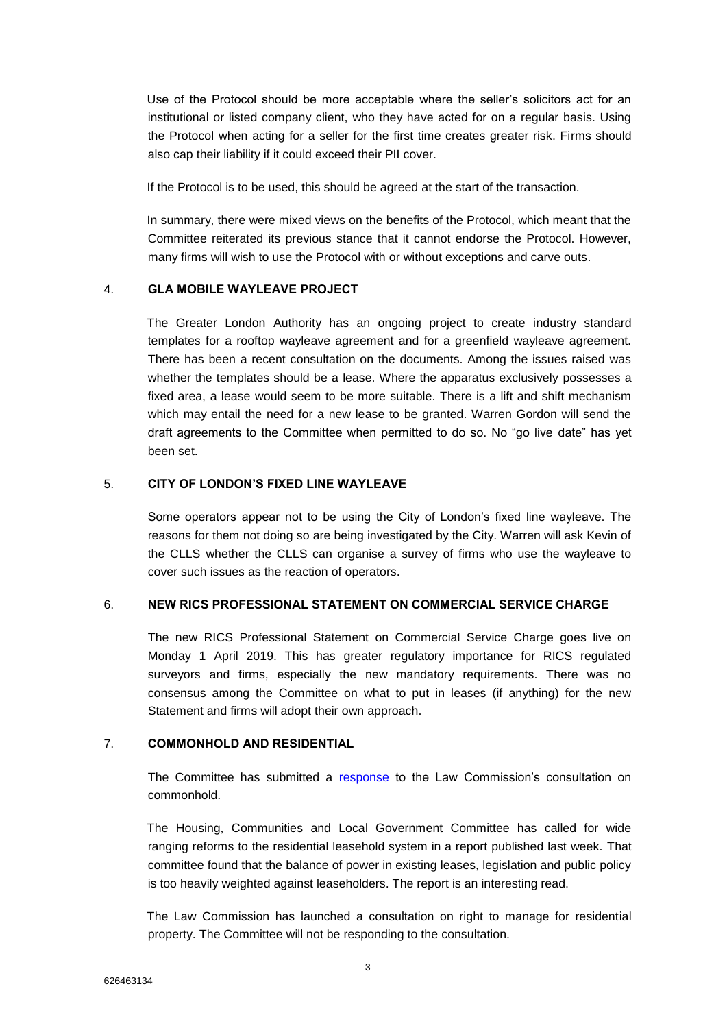Use of the Protocol should be more acceptable where the seller's solicitors act for an institutional or listed company client, who they have acted for on a regular basis. Using the Protocol when acting for a seller for the first time creates greater risk. Firms should also cap their liability if it could exceed their PII cover.

If the Protocol is to be used, this should be agreed at the start of the transaction.

In summary, there were mixed views on the benefits of the Protocol, which meant that the Committee reiterated its previous stance that it cannot endorse the Protocol. However, many firms will wish to use the Protocol with or without exceptions and carve outs.

## 4. GLA MOBILE WAYLEAVE PROJECT

The Greater London Authority has an ongoing project to create industry standard templates for a rooftop wayleave agreement and for a greenfield wayleave agreement. There has been a recent consultation on the documents. Among the issues raised was whether the templates should be a lease. Where the apparatus exclusively possesses a fixed area, a lease would seem to be more suitable. There is a lift and shift mechanism which may entail the need for a new lease to be granted. Warren Gordon will send the draft agreements to the Committee when permitted to do so. No "go live date" has yet been set.

## 5. CITY OF LONDON'S FIXED LINE WAYLEAVE

Some operators appear not to be using the City of London's fixed line wayleave. The reasons for them not doing so are being investigated by the City. Warren will ask Kevin of the CLLS whether the CLLS can organise a survey of firms who use the wayleave to cover such issues as the reaction of operators.

## 6. NEW RICS PROFESSIONAL STATEMENT ON COMMERCIAL SERVICE CHARGE

The new RICS Professional Statement on Commercial Service Charge goes live on Monday 1 April 2019. This has greater regulatory importance for RICS regulated surveyors and firms, especially the new mandatory requirements. There was no consensus among the Committee on what to put in leases (if anything) for the new Statement and firms will adopt their own approach.

## 7. COMMONHOLD AND RESIDENTIAL

The Committee has submitted a response to the Law Commission's consultation on commonhold.

The Housing, Communities and Local Government Committee has called for wide ranging reforms to the residential leasehold system in a report published last week. That committee found that the balance of power in existing leases, legislation and public policy is too heavily weighted against leaseholders. The report is an interesting read.

The Law Commission has launched a consultation on right to manage for residential property. The Committee will not be responding to the consultation.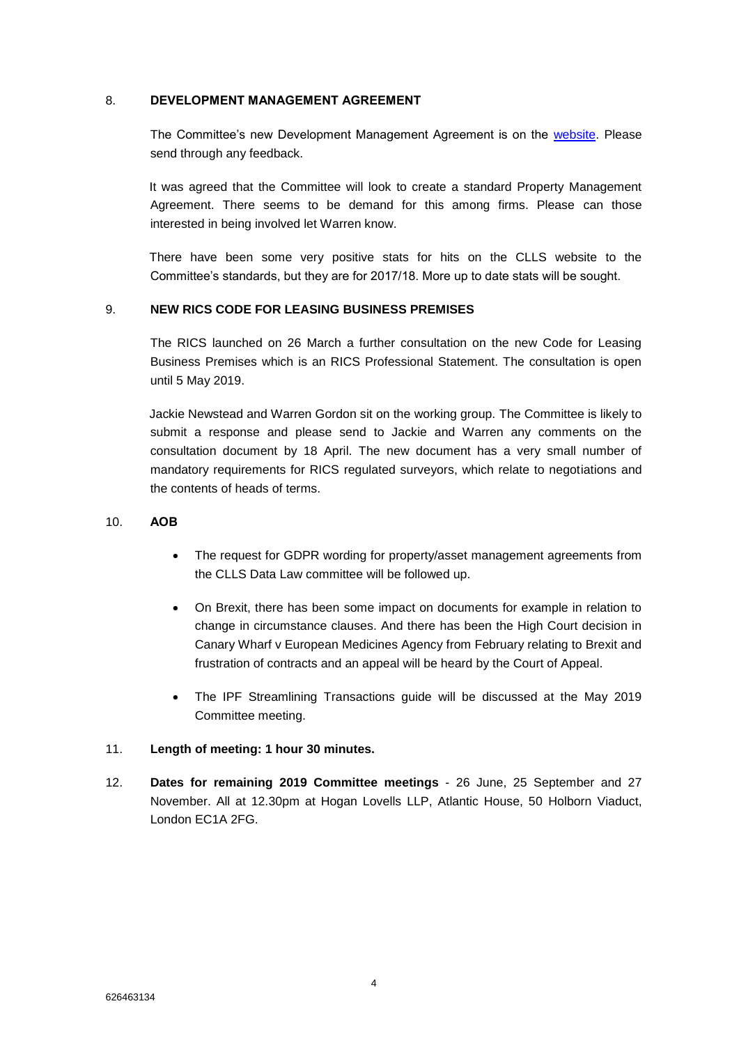8. **DEVELOPMENT MANAGEMENT AGREEMENT**

The Committee's new Development Management Agreement is on the website. Please send through any feedback.

It was agreed that the Committee will look to create a standard Property Management Agreement. There seems to be demand for this among firms. Please can those interested in being involved let Warren know.

There have been some very positive stats for hits on the CLLS website to the Committee's standards, but they are for 2017/18. More up to date stats will be sought.

9. **NEW RICS CODE FOR LEASING BUSINESS PREMISES**

The RICS launched on 26 March a further consultation on the new Code for Leasing Business Premises which is an RICS Professional Statement. The consultation is open until 5 May 2019.

Jackie Newstead and Warren Gordon sit on the working group. The Committee is likely to submit a response and please send to Jackie and Warren any comments on the consultation document by 18 April. The new document has a very small number of mandatory requirements for RICS regulated surveyors, which relate to negotiations and the contents of heads of terms.

10. **AOB**

- The request for GDPR wording for property/asset management agreements from the CLLS Data Law committee will be followed up.
- On Brexit, there has been some impact on documents for example in relation to change in circumstance clauses. And there has been the High Court decision in Canary Wharf v European Medicines Agency from February relating to Brexit and frustration of contracts and an appeal will be heard by the Court of Appeal.
- The IPF Streamlining Transactions guide will be discussed at the May 2019 Committee meeting.

11. **Length of meeting: 1 hour 30 minutes.**

12. **Dates for remaining 2019 Committee meetings** - 26 June, 25 September and 27 November. All at 12.30pm at Hogan Lovells LLP, Atlantic House, 50 Holborn Viaduct, London EC1A 2FG.

626463134